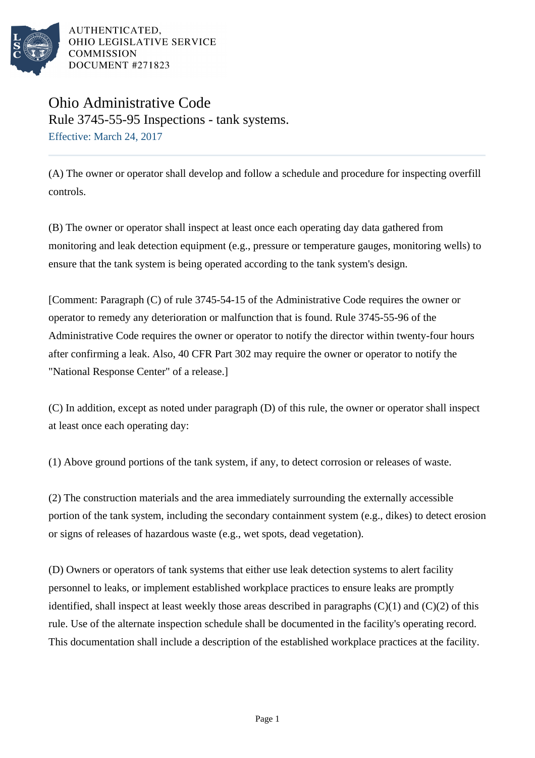AUTHENTICATED,
OHIO LEGISLATIVE SERVICE
COMMISSION
DOCUMENT #271823

# Ohio Administrative Code

## Rule 3745-55-95 Inspections - tank systems.

Effective: March 24, 2017

(A) The owner or operator shall develop and follow a schedule and procedure for inspecting overfill controls.

(B) The owner or operator shall inspect at least once each operating day data gathered from monitoring and leak detection equipment (e.g., pressure or temperature gauges, monitoring wells) to ensure that the tank system is being operated according to the tank system's design.

[Comment: Paragraph (C) of rule 3745-54-15 of the Administrative Code requires the owner or operator to remedy any deterioration or malfunction that is found. Rule 3745-55-96 of the Administrative Code requires the owner or operator to notify the director within twenty-four hours after confirming a leak. Also, 40 CFR Part 302 may require the owner or operator to notify the "National Response Center" of a release.]

(C) In addition, except as noted under paragraph (D) of this rule, the owner or operator shall inspect at least once each operating day:

(1) Above ground portions of the tank system, if any, to detect corrosion or releases of waste.

(2) The construction materials and the area immediately surrounding the externally accessible portion of the tank system, including the secondary containment system (e.g., dikes) to detect erosion or signs of releases of hazardous waste (e.g., wet spots, dead vegetation).

(D) Owners or operators of tank systems that either use leak detection systems to alert facility personnel to leaks, or implement established workplace practices to ensure leaks are promptly identified, shall inspect at least weekly those areas described in paragraphs (C)(1) and (C)(2) of this rule. Use of the alternate inspection schedule shall be documented in the facility's operating record. This documentation shall include a description of the established workplace practices at the facility.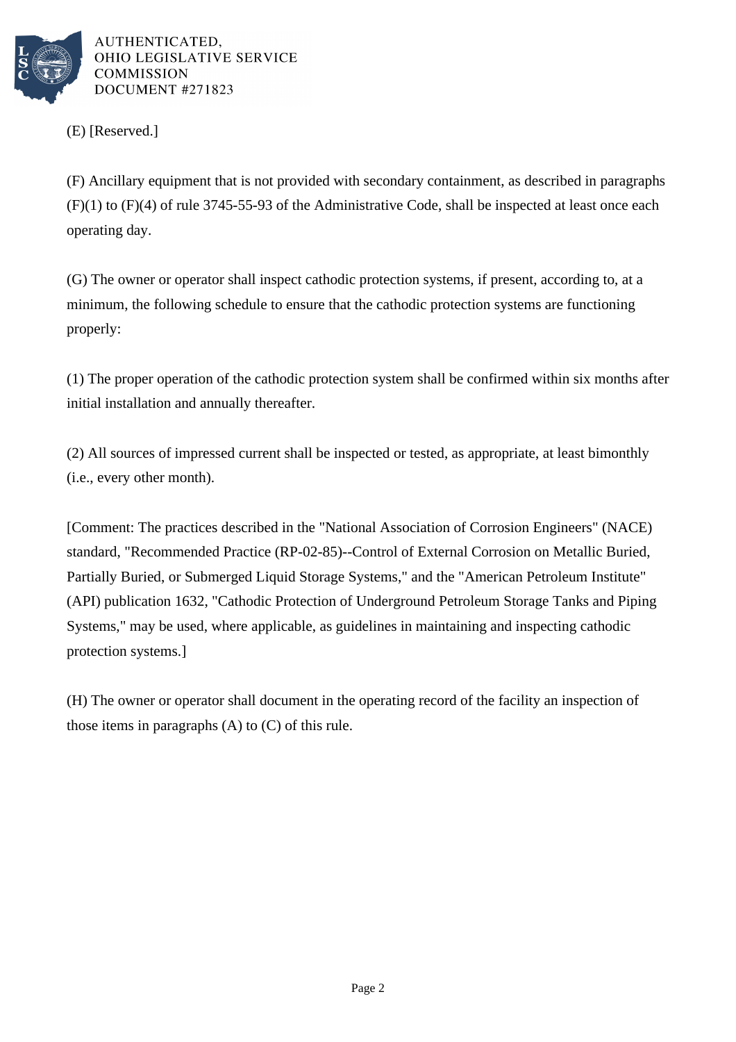(E) [Reserved.]

(F) Ancillary equipment that is not provided with secondary containment, as described in paragraphs (F)(1) to (F)(4) of rule 3745-55-93 of the Administrative Code, shall be inspected at least once each operating day.

(G) The owner or operator shall inspect cathodic protection systems, if present, according to, at a minimum, the following schedule to ensure that the cathodic protection systems are functioning properly:

(1) The proper operation of the cathodic protection system shall be confirmed within six months after initial installation and annually thereafter.

(2) All sources of impressed current shall be inspected or tested, as appropriate, at least bimonthly (i.e., every other month).

[Comment: The practices described in the "National Association of Corrosion Engineers" (NACE) standard, "Recommended Practice (RP-02-85)--Control of External Corrosion on Metallic Buried, Partially Buried, or Submerged Liquid Storage Systems," and the "American Petroleum Institute" (API) publication 1632, "Cathodic Protection of Underground Petroleum Storage Tanks and Piping Systems," may be used, where applicable, as guidelines in maintaining and inspecting cathodic protection systems.]

(H) The owner or operator shall document in the operating record of the facility an inspection of those items in paragraphs (A) to (C) of this rule.